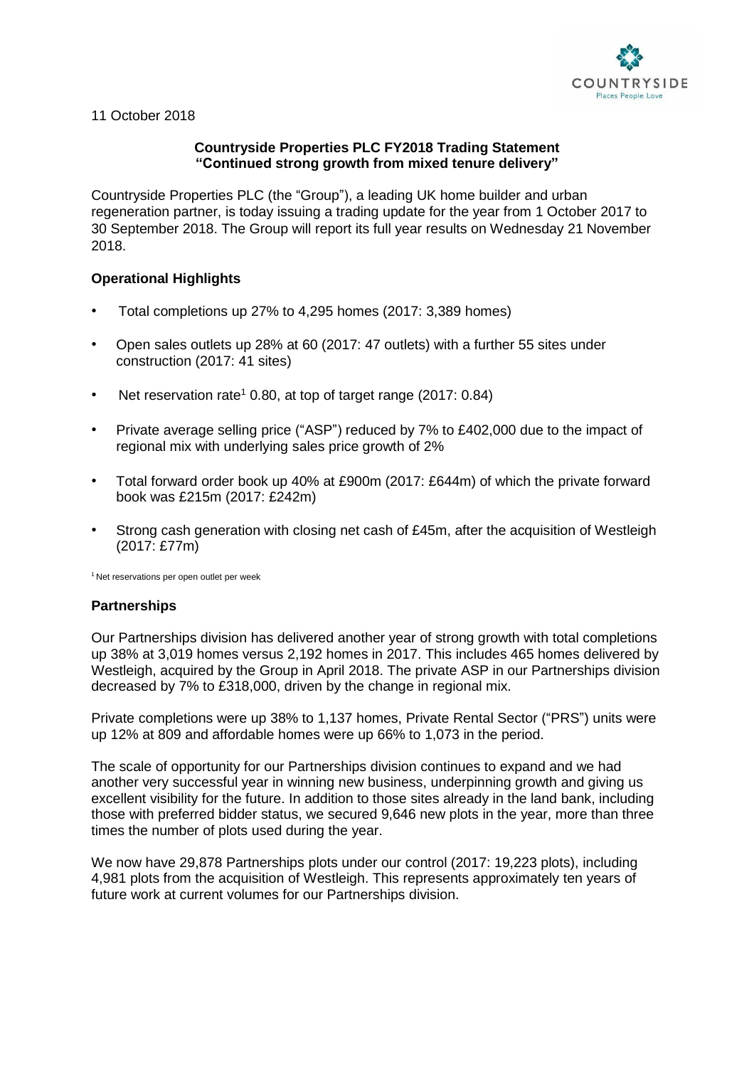11 October 2018

**Countryside Properties PLC FY2018 Trading Statement**
**"Continued strong growth from mixed tenure delivery"**

Countryside Properties PLC (the "Group"), a leading UK home builder and urban regeneration partner, is today issuing a trading update for the year from 1 October 2017 to 30 September 2018. The Group will report its full year results on Wednesday 21 November 2018.

## Operational Highlights

- Total completions up 27% to 4,295 homes (2017: 3,389 homes)
- Open sales outlets up 28% at 60 (2017: 47 outlets) with a further 55 sites under construction (2017: 41 sites)
- Net reservation rate[1] 0.80, at top of target range (2017: 0.84)
- Private average selling price ("ASP") reduced by 7% to £402,000 due to the impact of regional mix with underlying sales price growth of 2%
- Total forward order book up 40% at £900m (2017: £644m) of which the private forward book was £215m (2017: £242m)
- Strong cash generation with closing net cash of £45m, after the acquisition of Westleigh (2017: £77m)

[1] Net reservations per open outlet per week

## Partnerships

Our Partnerships division has delivered another year of strong growth with total completions up 38% at 3,019 homes versus 2,192 homes in 2017. This includes 465 homes delivered by Westleigh, acquired by the Group in April 2018. The private ASP in our Partnerships division decreased by 7% to £318,000, driven by the change in regional mix.

Private completions were up 38% to 1,137 homes, Private Rental Sector ("PRS") units were up 12% at 809 and affordable homes were up 66% to 1,073 in the period.

The scale of opportunity for our Partnerships division continues to expand and we had another very successful year in winning new business, underpinning growth and giving us excellent visibility for the future. In addition to those sites already in the land bank, including those with preferred bidder status, we secured 9,646 new plots in the year, more than three times the number of plots used during the year.

We now have 29,878 Partnerships plots under our control (2017: 19,223 plots), including 4,981 plots from the acquisition of Westleigh. This represents approximately ten years of future work at current volumes for our Partnerships division.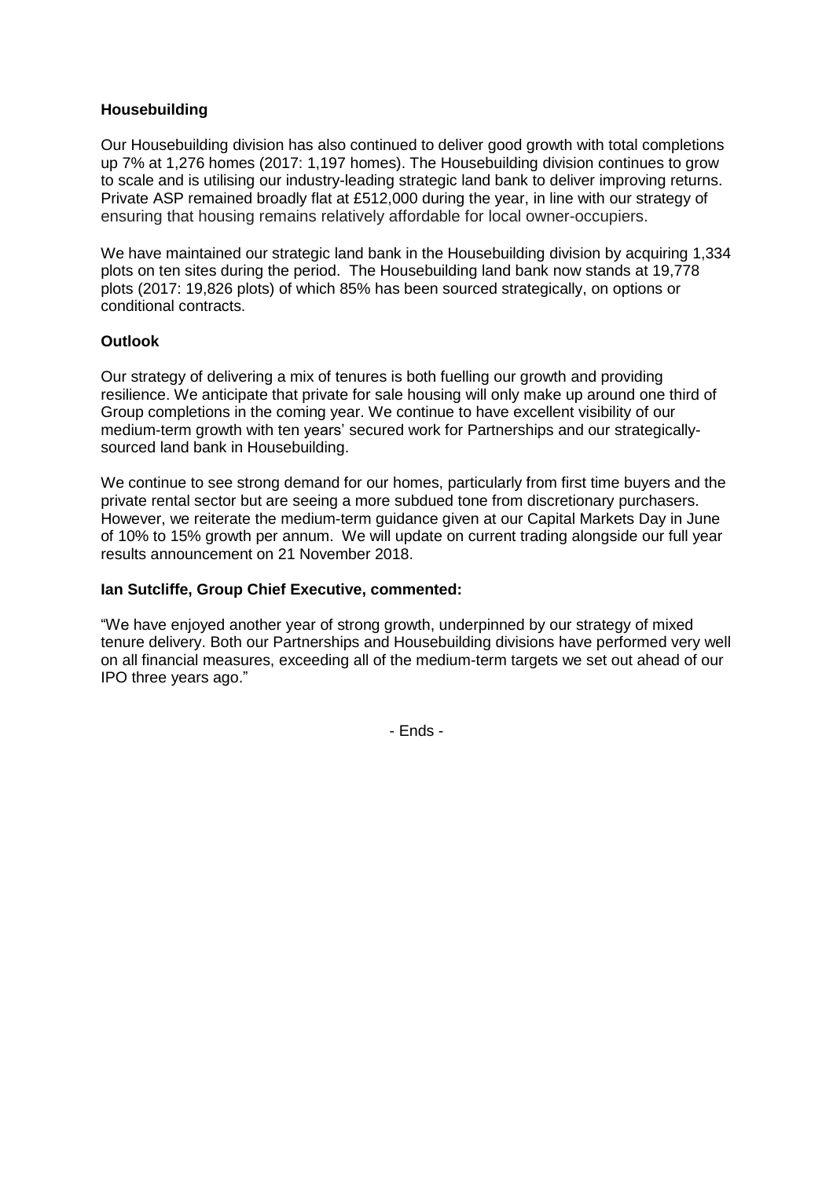**Housebuilding**

Our Housebuilding division has also continued to deliver good growth with total completions up 7% at 1,276 homes (2017: 1,197 homes). The Housebuilding division continues to grow to scale and is utilising our industry-leading strategic land bank to deliver improving returns. Private ASP remained broadly flat at £512,000 during the year, in line with our strategy of ensuring that housing remains relatively affordable for local owner-occupiers.

We have maintained our strategic land bank in the Housebuilding division by acquiring 1,334 plots on ten sites during the period. The Housebuilding land bank now stands at 19,778 plots (2017: 19,826 plots) of which 85% has been sourced strategically, on options or conditional contracts.

**Outlook**

Our strategy of delivering a mix of tenures is both fuelling our growth and providing resilience. We anticipate that private for sale housing will only make up around one third of Group completions in the coming year. We continue to have excellent visibility of our medium-term growth with ten years' secured work for Partnerships and our strategically-sourced land bank in Housebuilding.

We continue to see strong demand for our homes, particularly from first time buyers and the private rental sector but are seeing a more subdued tone from discretionary purchasers. However, we reiterate the medium-term guidance given at our Capital Markets Day in June of 10% to 15% growth per annum. We will update on current trading alongside our full year results announcement on 21 November 2018.

**Ian Sutcliffe, Group Chief Executive, commented:**

"We have enjoyed another year of strong growth, underpinned by our strategy of mixed tenure delivery. Both our Partnerships and Housebuilding divisions have performed very well on all financial measures, exceeding all of the medium-term targets we set out ahead of our IPO three years ago."

- Ends -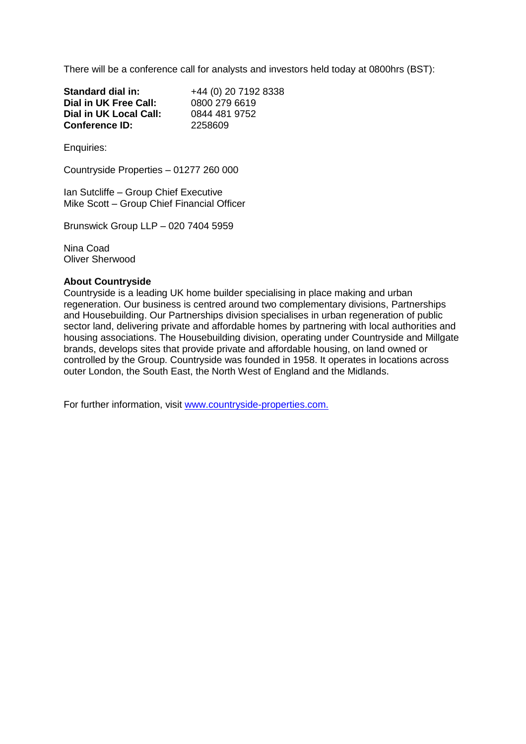There will be a conference call for analysts and investors held today at 0800hrs (BST):

| | |
|---|---|
| **Standard dial in:** | +44 (0) 20 7192 8338 |
| **Dial in UK Free Call:** | 0800 279 6619 |
| **Dial in UK Local Call:** | 0844 481 9752 |
| **Conference ID:** | 2258609 |

Enquiries:

Countryside Properties – 01277 260 000

Ian Sutcliffe – Group Chief Executive
Mike Scott – Group Chief Financial Officer

Brunswick Group LLP – 020 7404 5959

Nina Coad
Oliver Sherwood

**About Countryside**
Countryside is a leading UK home builder specialising in place making and urban regeneration. Our business is centred around two complementary divisions, Partnerships and Housebuilding. Our Partnerships division specialises in urban regeneration of public sector land, delivering private and affordable homes by partnering with local authorities and housing associations. The Housebuilding division, operating under Countryside and Millgate brands, develops sites that provide private and affordable housing, on land owned or controlled by the Group. Countryside was founded in 1958. It operates in locations across outer London, the South East, the North West of England and the Midlands.

For further information, visit www.countryside-properties.com.